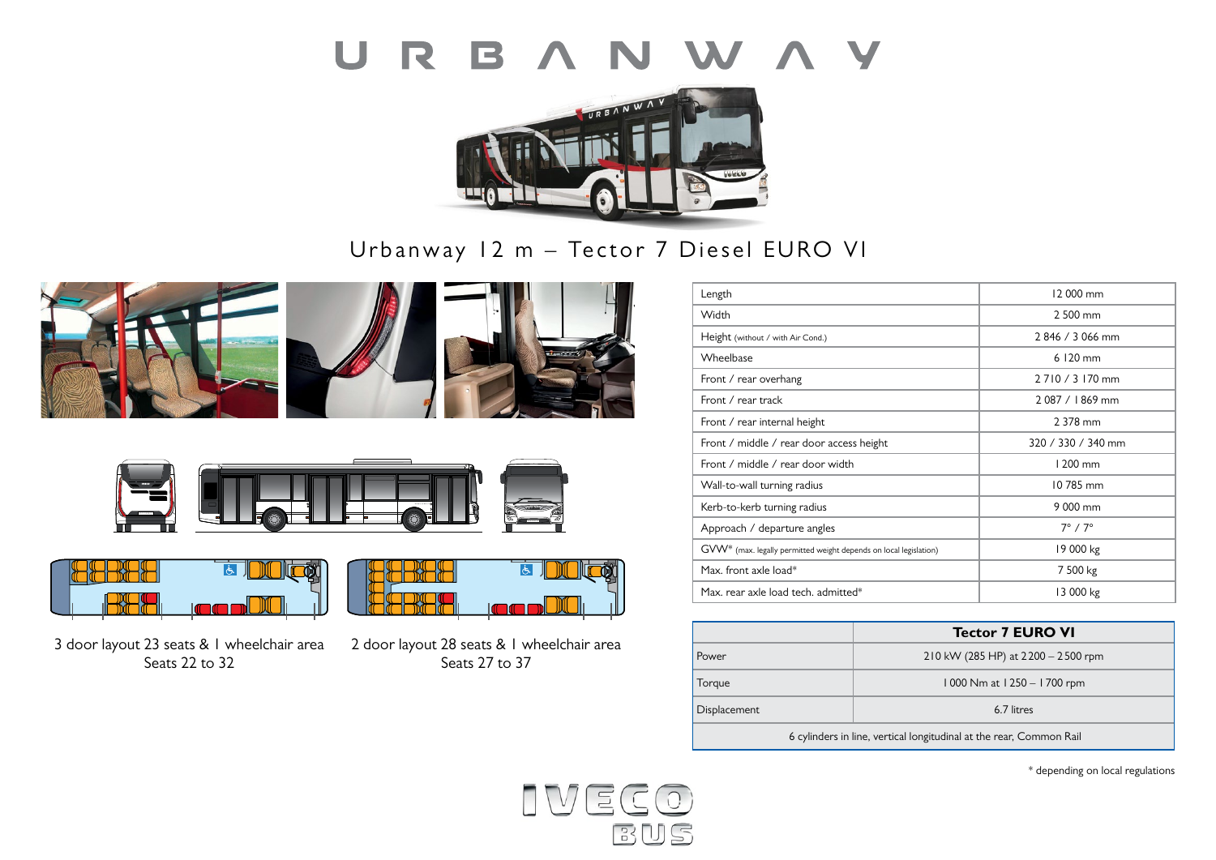# URBANWAY

## Urbanway 12 m – Tector 7 Diesel EURO VI

3 door layout 23 seats & 1 wheelchair area
Seats 22 to 32

2 door layout 28 seats & 1 wheelchair area
Seats 27 to 37

| | |
|---|---|
| Length | 12 000 mm |
| Width | 2 500 mm |
| Height (without / with Air Cond.) | 2 846 / 3 066 mm |
| Wheelbase | 6 120 mm |
| Front / rear overhang | 2 710 / 3 170 mm |
| Front / rear track | 2 087 / 1 869 mm |
| Front / rear internal height | 2 378 mm |
| Front / middle / rear door access height | 320 / 330 / 340 mm |
| Front / middle / rear door width | 1 200 mm |
| Wall-to-wall turning radius | 10 785 mm |
| Kerb-to-kerb turning radius | 9 000 mm |
| Approach / departure angles | 7° / 7° |
| GVW* (max. legally permitted weight depends on local legislation) | 19 000 kg |
| Max. front axle load* | 7 500 kg |
| Max. rear axle load tech. admitted* | 13 000 kg |

| | **Tector 7 EURO VI** |
|---|---|
| Power | 210 kW (285 HP) at 2200 – 2500 rpm |
| Torque | 1 000 Nm at 1 250 – 1 700 rpm |
| Displacement | 6.7 litres |
| 6 cylinders in line, vertical longitudinal at the rear, Common Rail | |

\* depending on local regulations

IVECO BUS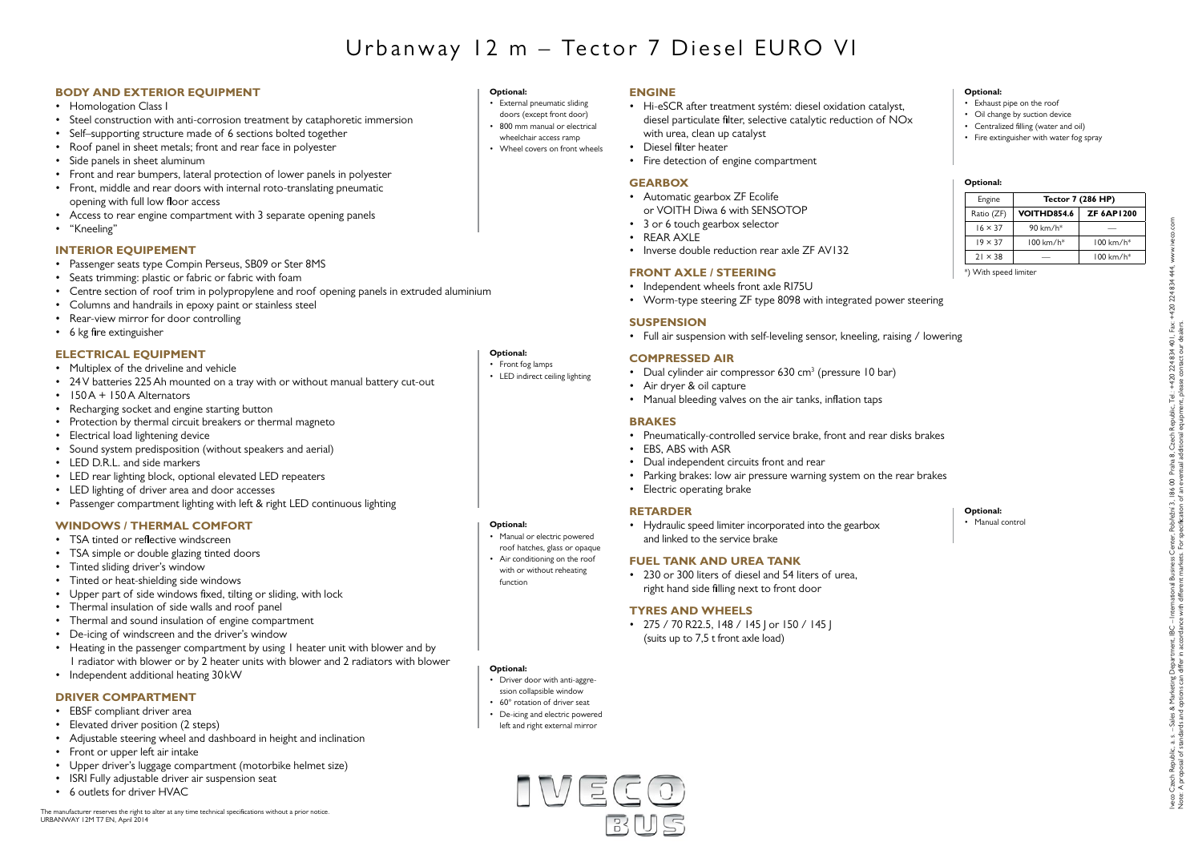# Urbanway 12 m – Tector 7 Diesel EURO VI

## BODY AND EXTERIOR EQUIPMENT

- Homologation Class I
- Steel construction with anti-corrosion treatment by cataphoretic immersion
- Self–supporting structure made of 6 sections bolted together
- Roof panel in sheet metals; front and rear face in polyester
- Side panels in sheet aluminum
- Front and rear bumpers, lateral protection of lower panels in polyester
- Front, middle and rear doors with internal roto-translating pneumatic opening with full low floor access
- Access to rear engine compartment with 3 separate opening panels
- "Kneeling"

**Optional:**
- External pneumatic sliding doors (except front door)
- 800 mm manual or electrical wheelchair access ramp
- Wheel covers on front wheels

## INTERIOR EQUIPEMENT

- Passenger seats type Compin Perseus, SB09 or Ster 8MS
- Seats trimming: plastic or fabric or fabric with foam
- Centre section of roof trim in polypropylene and roof opening panels in extruded aluminium
- Columns and handrails in epoxy paint or stainless steel
- Rear-view mirror for door controlling
- 6 kg fire extinguisher

## ELECTRICAL EQUIPMENT

- Multiplex of the driveline and vehicle
- 24 V batteries 225 Ah mounted on a tray with or without manual battery cut-out
- 150 A + 150 A Alternators
- Recharging socket and engine starting button
- Protection by thermal circuit breakers or thermal magneto
- Electrical load lightening device
- Sound system predisposition (without speakers and aerial)
- LED D.R.L. and side markers
- LED rear lighting block, optional elevated LED repeaters
- LED lighting of driver area and door accesses
- Passenger compartment lighting with left & right LED continuous lighting

**Optional:**
- Front fog lamps
- LED indirect ceiling lighting

## WINDOWS / THERMAL COMFORT

- TSA tinted or reflective windscreen
- TSA simple or double glazing tinted doors
- Tinted sliding driver's window
- Tinted or heat-shielding side windows
- Upper part of side windows fixed, tilting or sliding, with lock
- Thermal insulation of side walls and roof panel
- Thermal and sound insulation of engine compartment
- De-icing of windscreen and the driver's window
- Heating in the passenger compartment by using 1 heater unit with blower and by 1 radiator with blower or by 2 heater units with blower and 2 radiators with blower
- Independent additional heating 30 kW

**Optional:**
- Manual or electric powered roof hatches, glass or opaque
- Air conditioning on the roof with or without reheating function

## DRIVER COMPARTMENT

- EBSF compliant driver area
- Elevated driver position (2 steps)
- Adjustable steering wheel and dashboard in height and inclination
- Front or upper left air intake
- Upper driver's luggage compartment (motorbike helmet size)
- ISRI Fully adjustable driver air suspension seat
- 6 outlets for driver HVAC

**Optional:**
- Driver door with anti-aggression collapsible window
- 60° rotation of driver seat
- De-icing and electric powered left and right external mirror

## ENGINE

- Hi-eSCR after treatment systém: diesel oxidation catalyst, diesel particulate filter, selective catalytic reduction of NOx with urea, clean up catalyst
- Diesel filter heater
- Fire detection of engine compartment

**Optional:**
- Exhaust pipe on the roof
- Oil change by suction device
- Centralized filling (water and oil)
- Fire extinguisher with water fog spray

## GEARBOX

- Automatic gearbox ZF Ecolife or VOITH Diwa 6 with SENSOTOP
- 3 or 6 touch gearbox selector
- REAR AXLE
- Inverse double reduction rear axle ZF AV132

**Optional:**

| Engine | Tector 7 (286 HP) | |
|---|---|---|
| Ratio (ZF) | **VOITHD854.6** | **ZF 6AP1200** |
| 16 × 37 | 90 km/h* | — |
| 19 × 37 | 100 km/h* | 100 km/h* |
| 21 × 38 | — | 100 km/h* |

*) With speed limiter

## FRONT AXLE / STEERING

- Independent wheels front axle RI75U
- Worm-type steering ZF type 8098 with integrated power steering

## SUSPENSION

- Full air suspension with self-leveling sensor, kneeling, raising / lowering

## COMPRESSED AIR

- Dual cylinder air compressor 630 cm³ (pressure 10 bar)
- Air dryer & oil capture
- Manual bleeding valves on the air tanks, inflation taps

## BRAKES

- Pneumatically-controlled service brake, front and rear disks brakes
- EBS, ABS with ASR
- Dual independent circuits front and rear
- Parking brakes: low air pressure warning system on the rear brakes
- Electric operating brake

## RETARDER

- Hydraulic speed limiter incorporated into the gearbox and linked to the service brake

**Optional:**
- Manual control

## FUEL TANK AND UREA TANK

- 230 or 300 liters of diesel and 54 liters of urea, right hand side filling next to front door

## TYRES AND WHEELS

- 275 / 70 R22.5, 148 / 145 J or 150 / 145 J (suits up to 7,5 t front axle load)

The manufacturer reserves the right to alter at any time technical specifications without a prior notice.
URBANWAY 12M T7 EN, April 2014

IVECO BUS

Iveco Czech Republic, a. s. – Sales & Marketing Department, IBC – International Business Center, Pobřežní 3, 186 00 Praha 8, Czech Republic, Tel.: +420 224 834 401, Fax: +420 224 834 444, www.iveco.com
Note: A proposal of standards and options can differ in accordance with different markets. For specification of an eventual additional equipment, please contact our dealers.